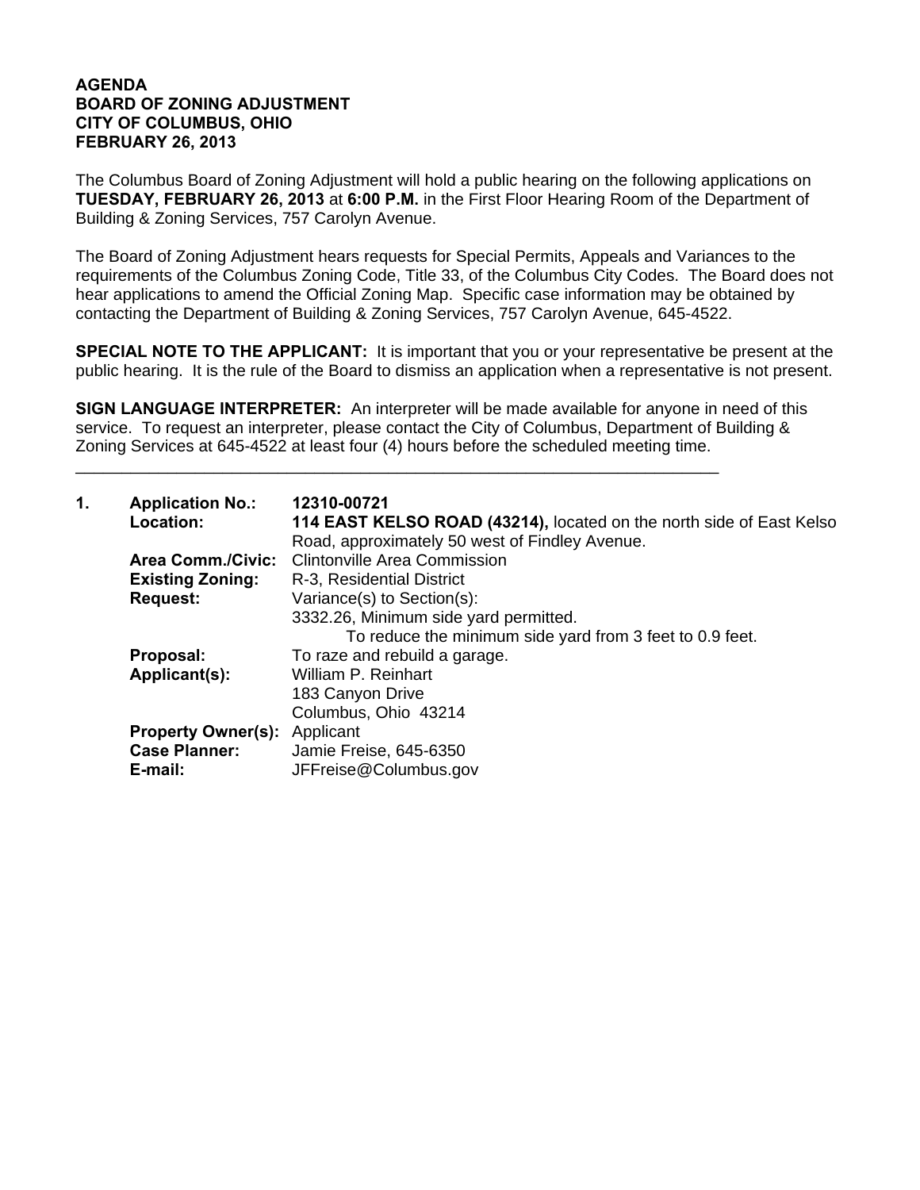**AGENDA**
**BOARD OF ZONING ADJUSTMENT**
**CITY OF COLUMBUS, OHIO**
**FEBRUARY 26, 2013**

The Columbus Board of Zoning Adjustment will hold a public hearing on the following applications on **TUESDAY, FEBRUARY 26, 2013** at **6:00 P.M.** in the First Floor Hearing Room of the Department of Building & Zoning Services, 757 Carolyn Avenue.

The Board of Zoning Adjustment hears requests for Special Permits, Appeals and Variances to the requirements of the Columbus Zoning Code, Title 33, of the Columbus City Codes. The Board does not hear applications to amend the Official Zoning Map. Specific case information may be obtained by contacting the Department of Building & Zoning Services, 757 Carolyn Avenue, 645-4522.

**SPECIAL NOTE TO THE APPLICANT:** It is important that you or your representative be present at the public hearing. It is the rule of the Board to dismiss an application when a representative is not present.

**SIGN LANGUAGE INTERPRETER:** An interpreter will be made available for anyone in need of this service. To request an interpreter, please contact the City of Columbus, Department of Building & Zoning Services at 645-4522 at least four (4) hours before the scheduled meeting time.

---

**1.** **Application No.:** **12310-00721**
**Location:** **114 EAST KELSO ROAD (43214),** located on the north side of East Kelso Road, approximately 50 west of Findley Avenue.
**Area Comm./Civic:** Clintonville Area Commission
**Existing Zoning:** R-3, Residential District
**Request:** Variance(s) to Section(s):
3332.26, Minimum side yard permitted.
To reduce the minimum side yard from 3 feet to 0.9 feet.
**Proposal:** To raze and rebuild a garage.
**Applicant(s):** William P. Reinhart
183 Canyon Drive
Columbus, Ohio 43214
**Property Owner(s):** Applicant
**Case Planner:** Jamie Freise, 645-6350
**E-mail:** JFFreise@Columbus.gov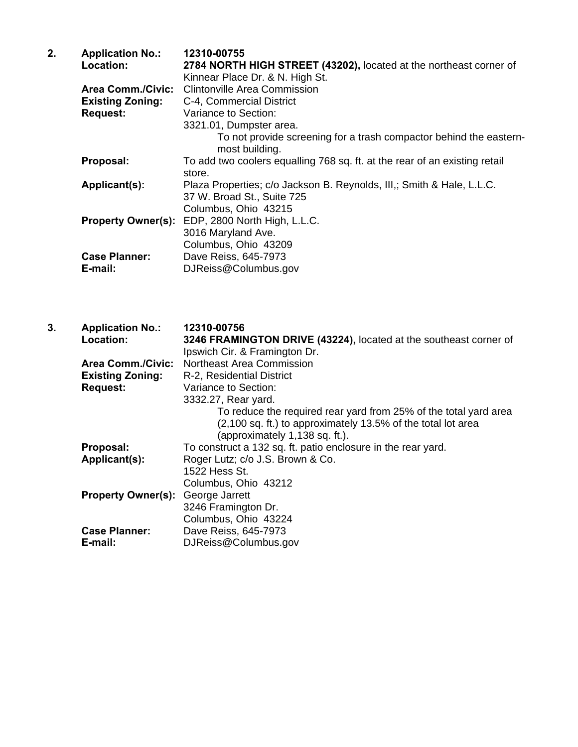**2.** **Application No.:** **12310-00755**

**Location:** **2784 NORTH HIGH STREET (43202),** located at the northeast corner of Kinnear Place Dr. & N. High St.

**Area Comm./Civic:** Clintonville Area Commission

**Existing Zoning:** C-4, Commercial District

**Request:** Variance to Section:
3321.01, Dumpster area.
To not provide screening for a trash compactor behind the eastern-most building.

**Proposal:** To add two coolers equalling 768 sq. ft. at the rear of an existing retail store.

**Applicant(s):** Plaza Properties; c/o Jackson B. Reynolds, III,; Smith & Hale, L.L.C.
37 W. Broad St., Suite 725
Columbus, Ohio 43215

**Property Owner(s):** EDP, 2800 North High, L.L.C.
3016 Maryland Ave.
Columbus, Ohio 43209

**Case Planner:** Dave Reiss, 645-7973

**E-mail:** DJReiss@Columbus.gov

**3.** **Application No.:** **12310-00756**

**Location:** **3246 FRAMINGTON DRIVE (43224),** located at the southeast corner of Ipswich Cir. & Framington Dr.

**Area Comm./Civic:** Northeast Area Commission

**Existing Zoning:** R-2, Residential District

**Request:** Variance to Section:
3332.27, Rear yard.
To reduce the required rear yard from 25% of the total yard area (2,100 sq. ft.) to approximately 13.5% of the total lot area (approximately 1,138 sq. ft.).

**Proposal:** To construct a 132 sq. ft. patio enclosure in the rear yard.

**Applicant(s):** Roger Lutz; c/o J.S. Brown & Co.
1522 Hess St.
Columbus, Ohio 43212

**Property Owner(s):** George Jarrett
3246 Framington Dr.
Columbus, Ohio 43224

**Case Planner:** Dave Reiss, 645-7973

**E-mail:** DJReiss@Columbus.gov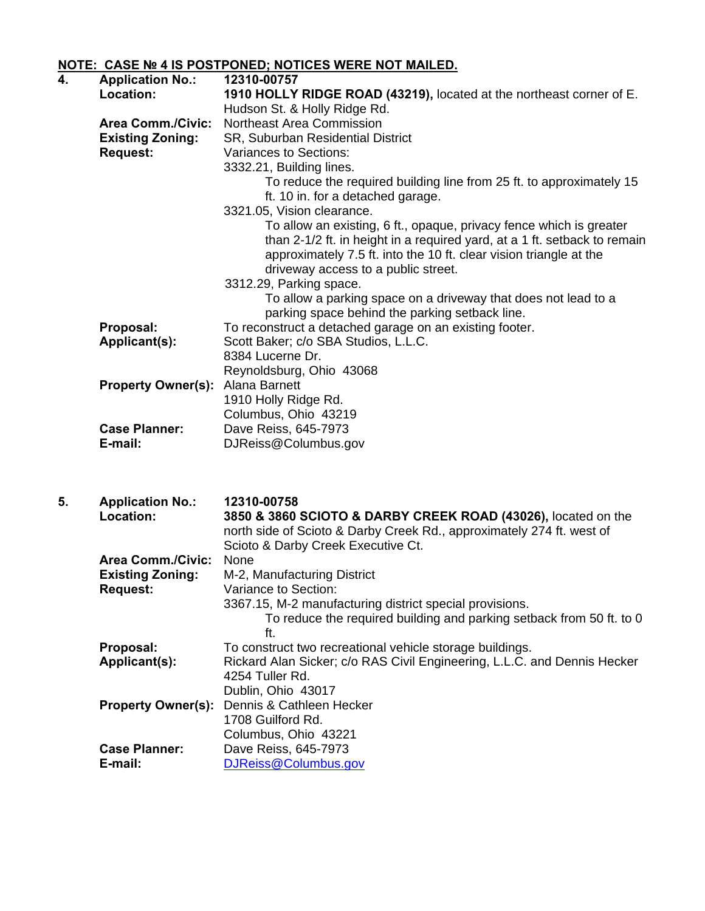**NOTE: CASE № 4 IS POSTPONED; NOTICES WERE NOT MAILED.**

**4.**

| | |
|---|---|
| **Application No.:** | **12310-00757** |
| **Location:** | **1910 HOLLY RIDGE ROAD (43219),** located at the northeast corner of E. Hudson St. & Holly Ridge Rd. |
| **Area Comm./Civic:** | Northeast Area Commission |
| **Existing Zoning:** | SR, Suburban Residential District |
| **Request:** | Variances to Sections:<br>3332.21, Building lines.<br>To reduce the required building line from 25 ft. to approximately 15 ft. 10 in. for a detached garage.<br>3321.05, Vision clearance.<br>To allow an existing, 6 ft., opaque, privacy fence which is greater than 2-1/2 ft. in height in a required yard, at a 1 ft. setback to remain approximately 7.5 ft. into the 10 ft. clear vision triangle at the driveway access to a public street.<br>3312.29, Parking space.<br>To allow a parking space on a driveway that does not lead to a parking space behind the parking setback line. |
| **Proposal:** | To reconstruct a detached garage on an existing footer. |
| **Applicant(s):** | Scott Baker; c/o SBA Studios, L.L.C.<br>8384 Lucerne Dr.<br>Reynoldsburg, Ohio 43068 |
| **Property Owner(s):** | Alana Barnett<br>1910 Holly Ridge Rd.<br>Columbus, Ohio 43219 |
| **Case Planner:** | Dave Reiss, 645-7973 |
| **E-mail:** | DJReiss@Columbus.gov |

**5.**

| | |
|---|---|
| **Application No.:** | **12310-00758** |
| **Location:** | **3850 & 3860 SCIOTO & DARBY CREEK ROAD (43026),** located on the north side of Scioto & Darby Creek Rd., approximately 274 ft. west of Scioto & Darby Creek Executive Ct. |
| **Area Comm./Civic:** | None |
| **Existing Zoning:** | M-2, Manufacturing District |
| **Request:** | Variance to Section:<br>3367.15, M-2 manufacturing district special provisions.<br>To reduce the required building and parking setback from 50 ft. to 0 ft. |
| **Proposal:** | To construct two recreational vehicle storage buildings. |
| **Applicant(s):** | Rickard Alan Sicker; c/o RAS Civil Engineering, L.L.C. and Dennis Hecker<br>4254 Tuller Rd.<br>Dublin, Ohio 43017 |
| **Property Owner(s):** | Dennis & Cathleen Hecker<br>1708 Guilford Rd.<br>Columbus, Ohio 43221 |
| **Case Planner:** | Dave Reiss, 645-7973 |
| **E-mail:** | DJReiss@Columbus.gov |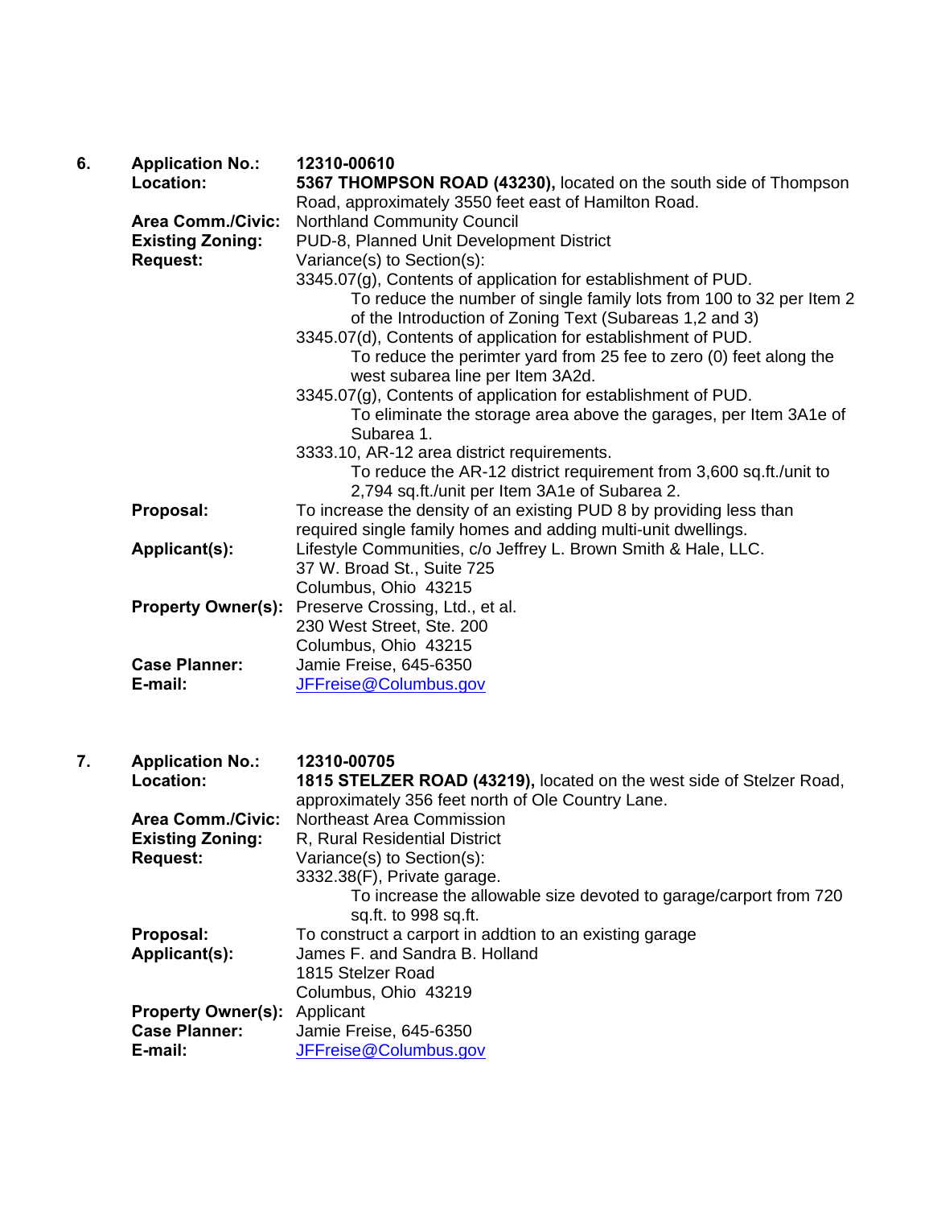**6.** **Application No.:** **12310-00610**

**Location:** **5367 THOMPSON ROAD (43230),** located on the south side of Thompson Road, approximately 3550 feet east of Hamilton Road.

**Area Comm./Civic:** Northland Community Council

**Existing Zoning:** PUD-8, Planned Unit Development District

**Request:** Variance(s) to Section(s):

3345.07(g), Contents of application for establishment of PUD.
To reduce the number of single family lots from 100 to 32 per Item 2 of the Introduction of Zoning Text (Subareas 1,2 and 3)

3345.07(d), Contents of application for establishment of PUD.
To reduce the perimter yard from 25 fee to zero (0) feet along the west subarea line per Item 3A2d.

3345.07(g), Contents of application for establishment of PUD.
To eliminate the storage area above the garages, per Item 3A1e of Subarea 1.

3333.10, AR-12 area district requirements.
To reduce the AR-12 district requirement from 3,600 sq.ft./unit to 2,794 sq.ft./unit per Item 3A1e of Subarea 2.

**Proposal:** To increase the density of an existing PUD 8 by providing less than required single family homes and adding multi-unit dwellings.

**Applicant(s):** Lifestyle Communities, c/o Jeffrey L. Brown Smith & Hale, LLC.
37 W. Broad St., Suite 725
Columbus, Ohio 43215

**Property Owner(s):** Preserve Crossing, Ltd., et al.
230 West Street, Ste. 200
Columbus, Ohio 43215

**Case Planner:** Jamie Freise, 645-6350

**E-mail:** JFFreise@Columbus.gov

**7.** **Application No.:** **12310-00705**

**Location:** **1815 STELZER ROAD (43219),** located on the west side of Stelzer Road, approximately 356 feet north of Ole Country Lane.

**Area Comm./Civic:** Northeast Area Commission

**Existing Zoning:** R, Rural Residential District

**Request:** Variance(s) to Section(s):

3332.38(F), Private garage.
To increase the allowable size devoted to garage/carport from 720 sq.ft. to 998 sq.ft.

**Proposal:** To construct a carport in addtion to an existing garage

**Applicant(s):** James F. and Sandra B. Holland
1815 Stelzer Road
Columbus, Ohio 43219

**Property Owner(s):** Applicant

**Case Planner:** Jamie Freise, 645-6350

**E-mail:** JFFreise@Columbus.gov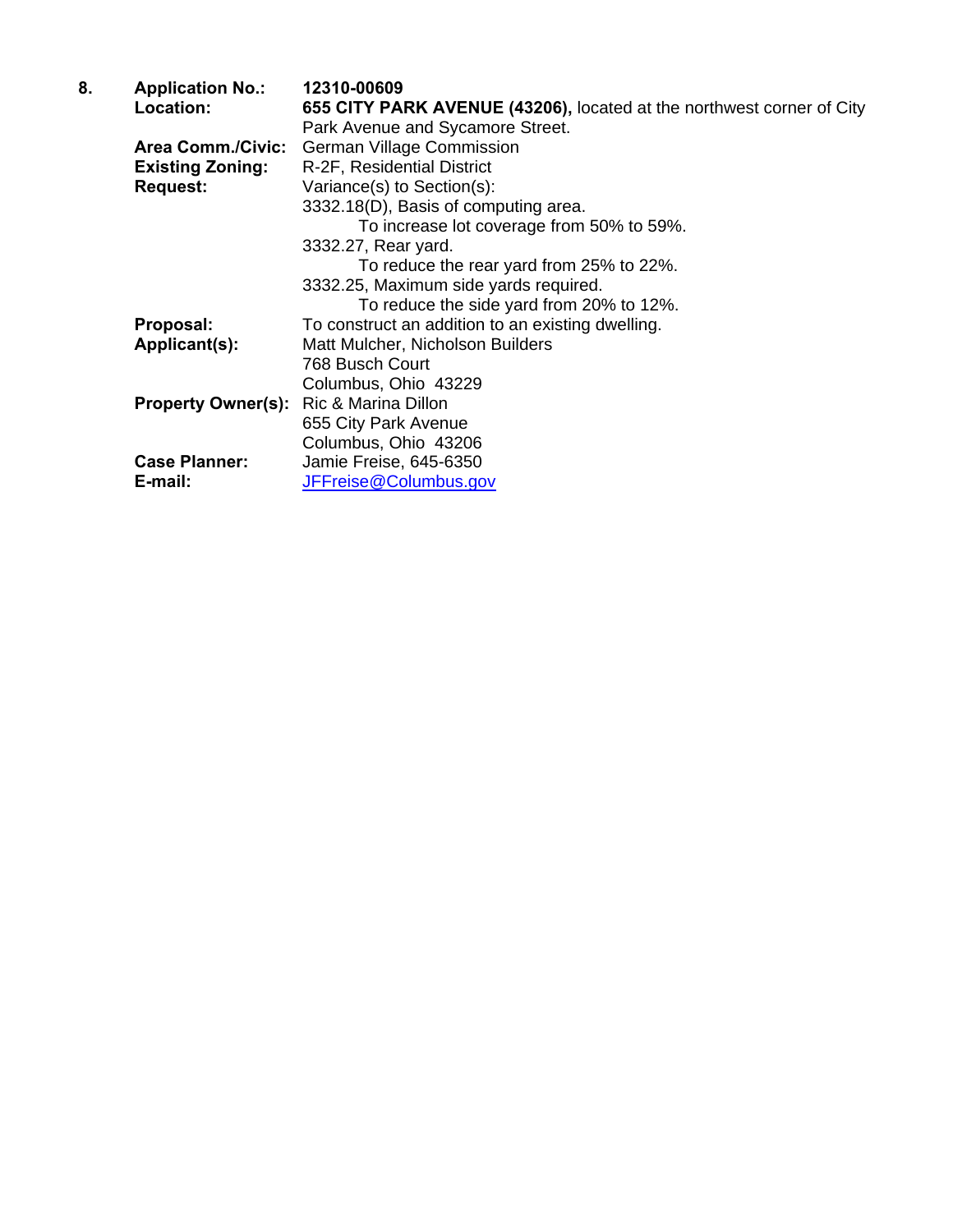**8.** **Application No.:** **12310-00609**

**Location:** **655 CITY PARK AVENUE (43206),** located at the northwest corner of City Park Avenue and Sycamore Street.

**Area Comm./Civic:** German Village Commission

**Existing Zoning:** R-2F, Residential District

**Request:** Variance(s) to Section(s):

3332.18(D), Basis of computing area.

To increase lot coverage from 50% to 59%.

3332.27, Rear yard.

To reduce the rear yard from 25% to 22%.

3332.25, Maximum side yards required.

To reduce the side yard from 20% to 12%.

**Proposal:** To construct an addition to an existing dwelling.

**Applicant(s):** Matt Mulcher, Nicholson Builders
768 Busch Court
Columbus, Ohio 43229

**Property Owner(s):** Ric & Marina Dillon
655 City Park Avenue
Columbus, Ohio 43206

**Case Planner:** Jamie Freise, 645-6350

**E-mail:** JFFreise@Columbus.gov